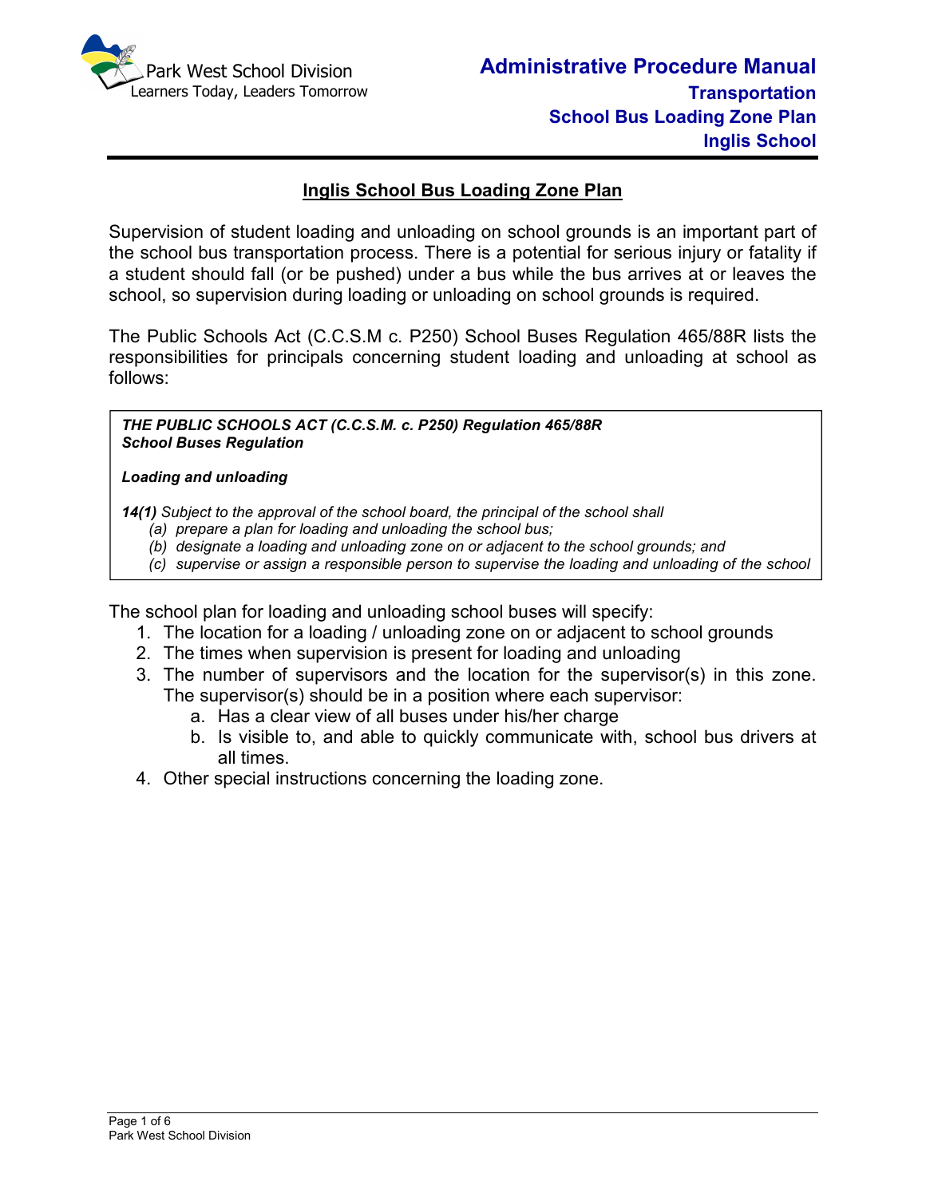Park West School Division
Learners Today, Leaders Tomorrow

**Administrative Procedure Manual**
**Transportation**
**School Bus Loading Zone Plan**
**Inglis School**

# Inglis School Bus Loading Zone Plan

Supervision of student loading and unloading on school grounds is an important part of the school bus transportation process. There is a potential for serious injury or fatality if a student should fall (or be pushed) under a bus while the bus arrives at or leaves the school, so supervision during loading or unloading on school grounds is required.

The Public Schools Act (C.C.S.M c. P250) School Buses Regulation 465/88R lists the responsibilities for principals concerning student loading and unloading at school as follows:

> ***THE PUBLIC SCHOOLS ACT (C.C.S.M. c. P250) Regulation 465/88R***
> ***School Buses Regulation***
>
> ***Loading and unloading***
>
> ***14(1)*** *Subject to the approval of the school board, the principal of the school shall*
> *(a) prepare a plan for loading and unloading the school bus;*
> *(b) designate a loading and unloading zone on or adjacent to the school grounds; and*
> *(c) supervise or assign a responsible person to supervise the loading and unloading of the school*

The school plan for loading and unloading school buses will specify:

1. The location for a loading / unloading zone on or adjacent to school grounds
2. The times when supervision is present for loading and unloading
3. The number of supervisors and the location for the supervisor(s) in this zone. The supervisor(s) should be in a position where each supervisor:
   a. Has a clear view of all buses under his/her charge
   b. Is visible to, and able to quickly communicate with, school bus drivers at all times.
4. Other special instructions concerning the loading zone.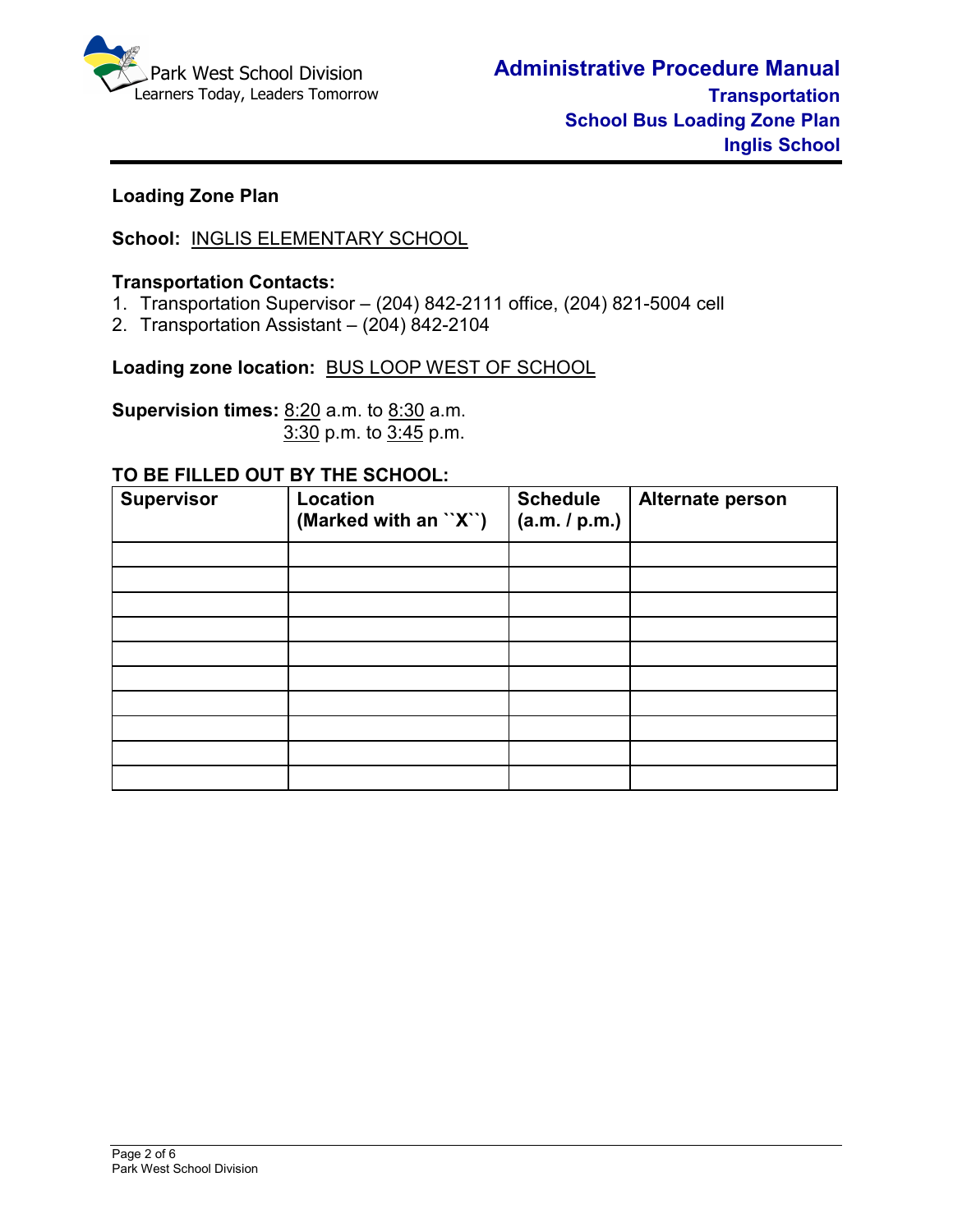## Loading Zone Plan

**School:** INGLIS ELEMENTARY SCHOOL

**Transportation Contacts:**

1. Transportation Supervisor – (204) 842-2111 office, (204) 821-5004 cell
2. Transportation Assistant – (204) 842-2104

**Loading zone location:** BUS LOOP WEST OF SCHOOL

**Supervision times:** 8:20 a.m. to 8:30 a.m.
3:30 p.m. to 3:45 p.m.

**TO BE FILLED OUT BY THE SCHOOL:**

| Supervisor | Location (Marked with an ``X``) | Schedule (a.m. / p.m.) | Alternate person |
|---|---|---|---|
| | | | |
| | | | |
| | | | |
| | | | |
| | | | |
| | | | |
| | | | |
| | | | |
| | | | |
| | | | |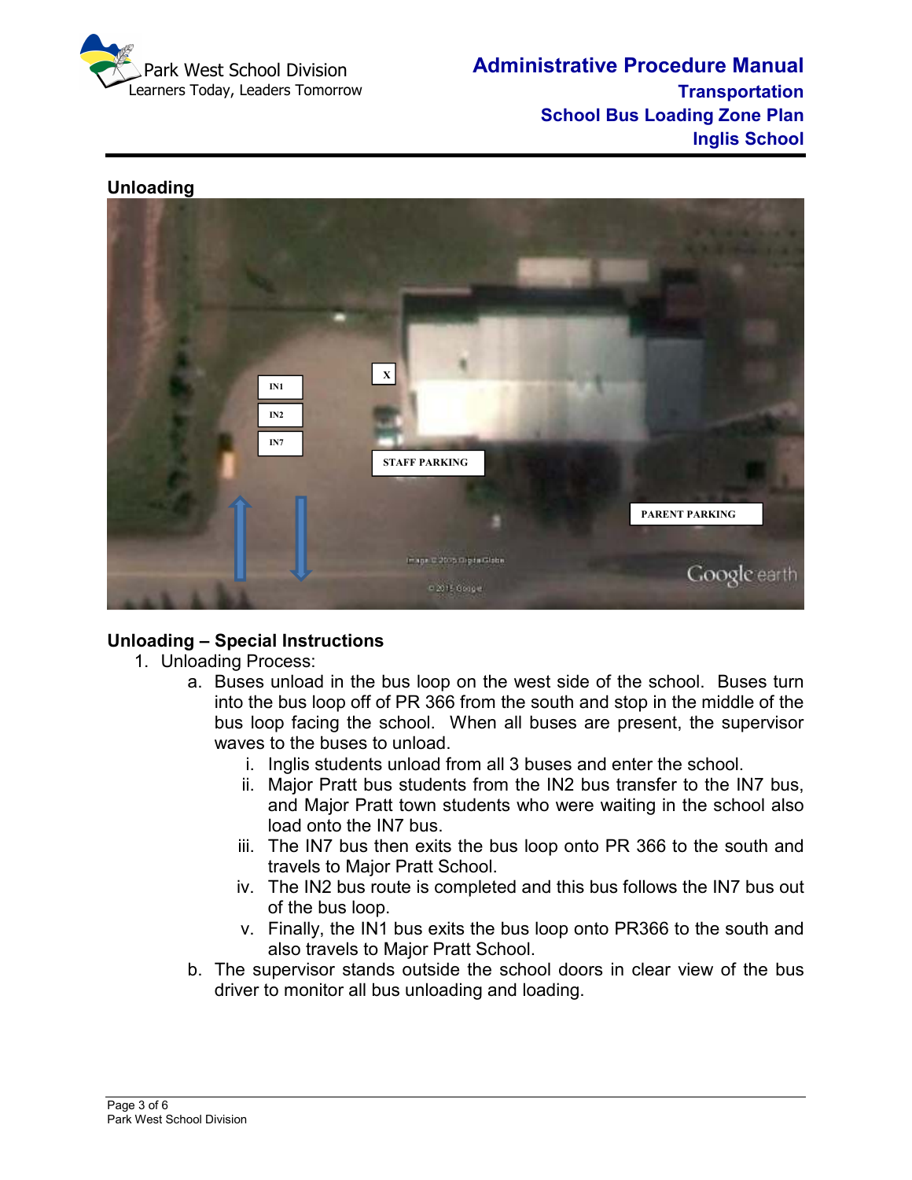## Unloading

## Unloading – Special Instructions

1. Unloading Process:
   a. Buses unload in the bus loop on the west side of the school. Buses turn into the bus loop off of PR 366 from the south and stop in the middle of the bus loop facing the school. When all buses are present, the supervisor waves to the buses to unload.
      i. Inglis students unload from all 3 buses and enter the school.
      ii. Major Pratt bus students from the IN2 bus transfer to the IN7 bus, and Major Pratt town students who were waiting in the school also load onto the IN7 bus.
      iii. The IN7 bus then exits the bus loop onto PR 366 to the south and travels to Major Pratt School.
      iv. The IN2 bus route is completed and this bus follows the IN7 bus out of the bus loop.
      v. Finally, the IN1 bus exits the bus loop onto PR366 to the south and also travels to Major Pratt School.
   b. The supervisor stands outside the school doors in clear view of the bus driver to monitor all bus unloading and loading.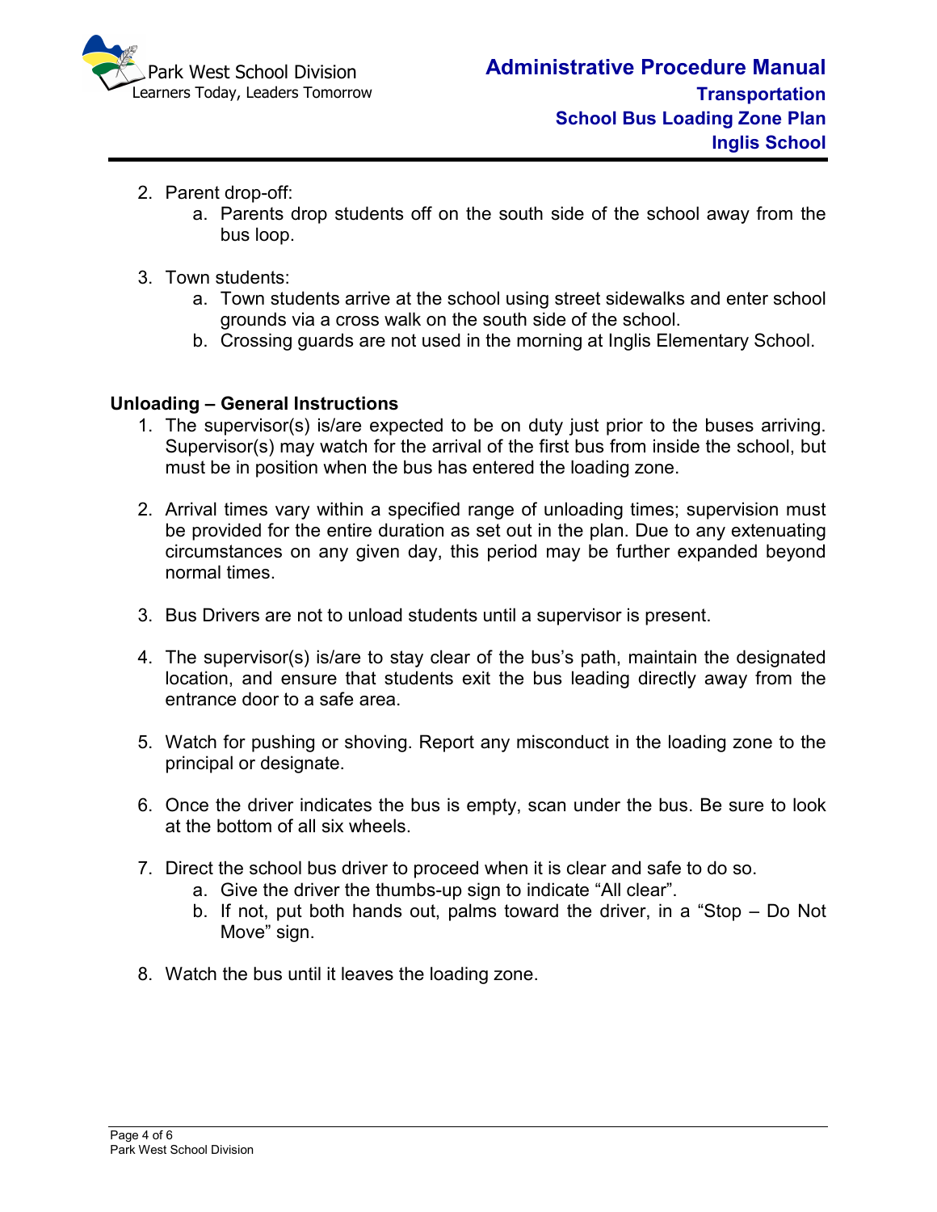2. Parent drop-off:
    a. Parents drop students off on the south side of the school away from the bus loop.

3. Town students:
    a. Town students arrive at the school using street sidewalks and enter school grounds via a cross walk on the south side of the school.
    b. Crossing guards are not used in the morning at Inglis Elementary School.

**Unloading – General Instructions**

1. The supervisor(s) is/are expected to be on duty just prior to the buses arriving. Supervisor(s) may watch for the arrival of the first bus from inside the school, but must be in position when the bus has entered the loading zone.

2. Arrival times vary within a specified range of unloading times; supervision must be provided for the entire duration as set out in the plan. Due to any extenuating circumstances on any given day, this period may be further expanded beyond normal times.

3. Bus Drivers are not to unload students until a supervisor is present.

4. The supervisor(s) is/are to stay clear of the bus's path, maintain the designated location, and ensure that students exit the bus leading directly away from the entrance door to a safe area.

5. Watch for pushing or shoving. Report any misconduct in the loading zone to the principal or designate.

6. Once the driver indicates the bus is empty, scan under the bus. Be sure to look at the bottom of all six wheels.

7. Direct the school bus driver to proceed when it is clear and safe to do so.
    a. Give the driver the thumbs-up sign to indicate "All clear".
    b. If not, put both hands out, palms toward the driver, in a "Stop – Do Not Move" sign.

8. Watch the bus until it leaves the loading zone.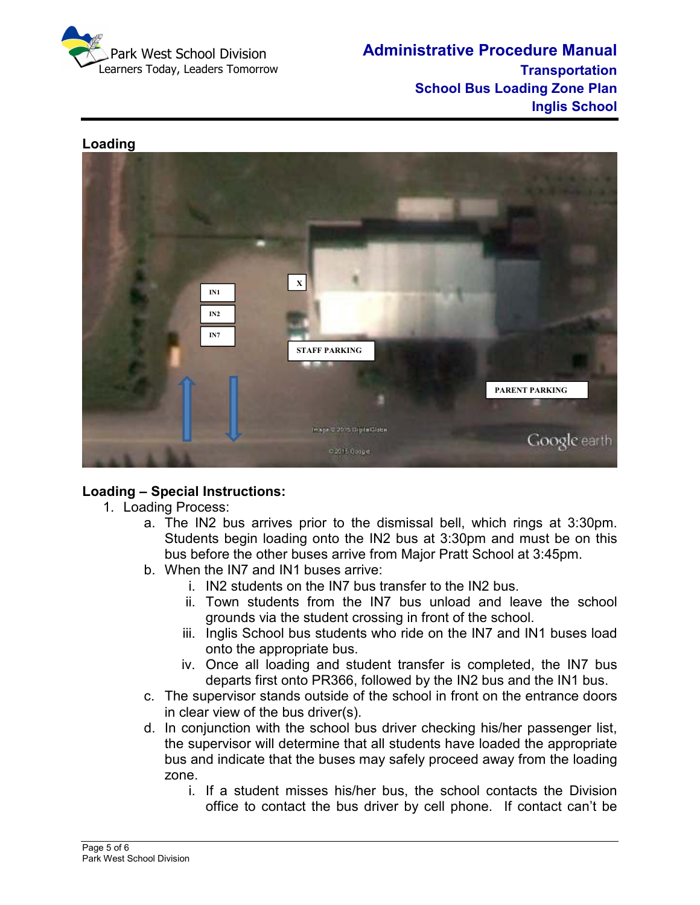Loading

Loading – Special Instructions:

1. Loading Process:
   a. The IN2 bus arrives prior to the dismissal bell, which rings at 3:30pm. Students begin loading onto the IN2 bus at 3:30pm and must be on this bus before the other buses arrive from Major Pratt School at 3:45pm.
   b. When the IN7 and IN1 buses arrive:
      i. IN2 students on the IN7 bus transfer to the IN2 bus.
      ii. Town students from the IN7 bus unload and leave the school grounds via the student crossing in front of the school.
      iii. Inglis School bus students who ride on the IN7 and IN1 buses load onto the appropriate bus.
      iv. Once all loading and student transfer is completed, the IN7 bus departs first onto PR366, followed by the IN2 bus and the IN1 bus.
   c. The supervisor stands outside of the school in front on the entrance doors in clear view of the bus driver(s).
   d. In conjunction with the school bus driver checking his/her passenger list, the supervisor will determine that all students have loaded the appropriate bus and indicate that the buses may safely proceed away from the loading zone.
      i. If a student misses his/her bus, the school contacts the Division office to contact the bus driver by cell phone. If contact can't be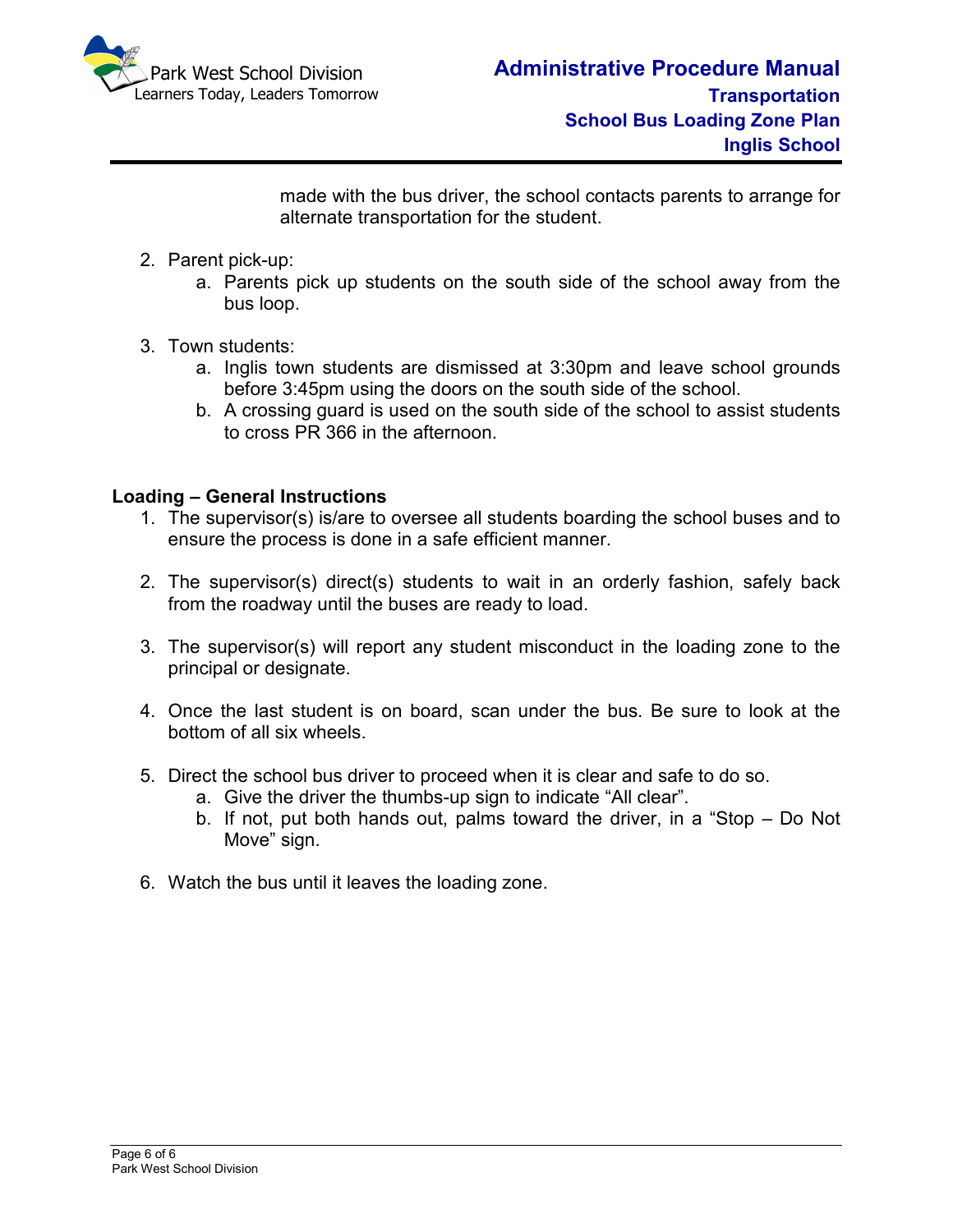made with the bus driver, the school contacts parents to arrange for alternate transportation for the student.

2. Parent pick-up:
    a. Parents pick up students on the south side of the school away from the bus loop.

3. Town students:
    a. Inglis town students are dismissed at 3:30pm and leave school grounds before 3:45pm using the doors on the south side of the school.
    b. A crossing guard is used on the south side of the school to assist students to cross PR 366 in the afternoon.

**Loading – General Instructions**

1. The supervisor(s) is/are to oversee all students boarding the school buses and to ensure the process is done in a safe efficient manner.

2. The supervisor(s) direct(s) students to wait in an orderly fashion, safely back from the roadway until the buses are ready to load.

3. The supervisor(s) will report any student misconduct in the loading zone to the principal or designate.

4. Once the last student is on board, scan under the bus. Be sure to look at the bottom of all six wheels.

5. Direct the school bus driver to proceed when it is clear and safe to do so.
    a. Give the driver the thumbs-up sign to indicate “All clear”.
    b. If not, put both hands out, palms toward the driver, in a “Stop – Do Not Move” sign.

6. Watch the bus until it leaves the loading zone.